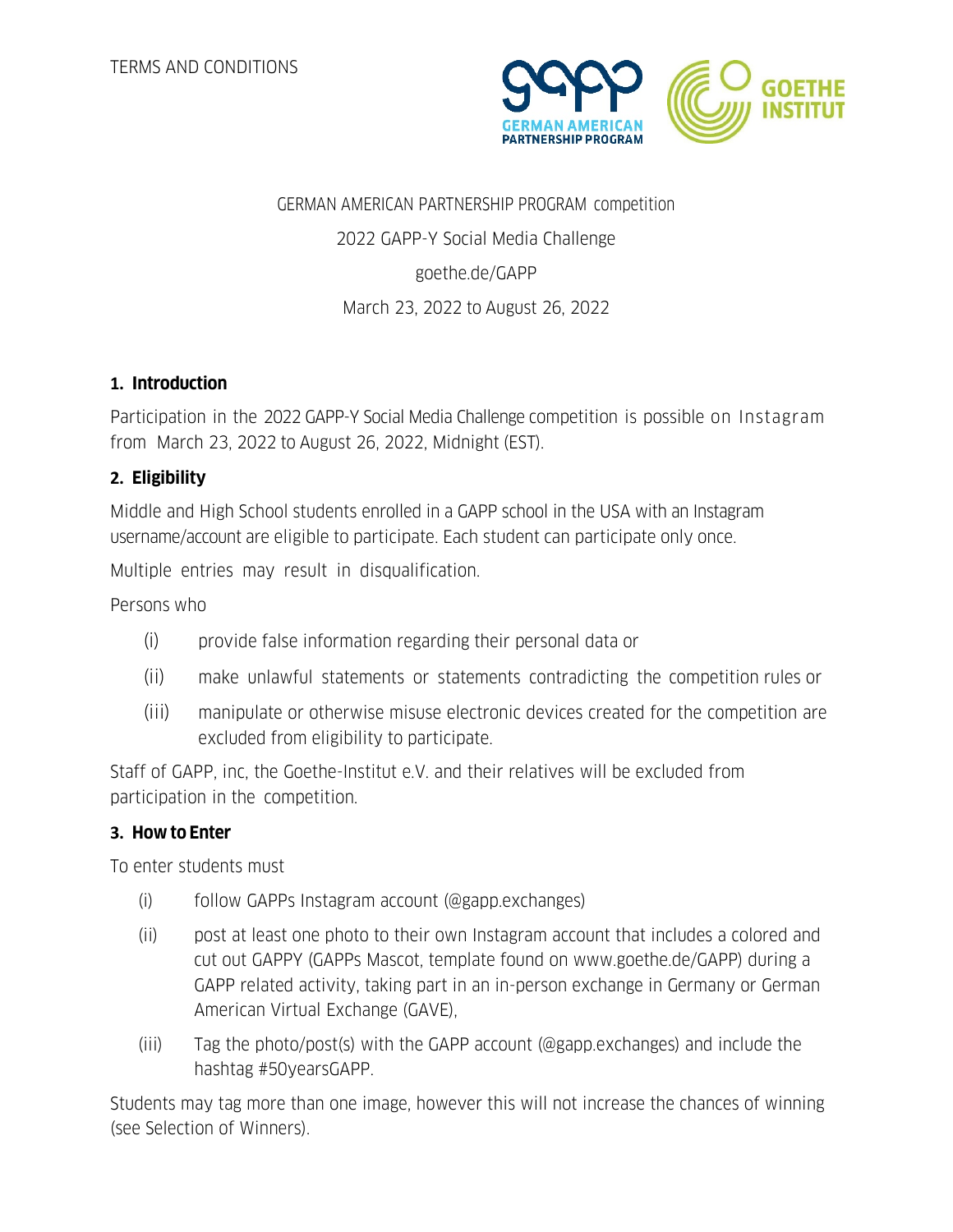TERMS AND CONDITIONS

GERMAN AMERICAN PARTNERSHIP PROGRAM competition

2022 GAPP-Y Social Media Challenge

goethe.de/GAPP

March 23, 2022 to August 26, 2022

## 1. Introduction

Participation in the 2022 GAPP-Y Social Media Challenge competition is possible on Instagram from March 23, 2022 to August 26, 2022, Midnight (EST).

## 2. Eligibility

Middle and High School students enrolled in a GAPP school in the USA with an Instagram username/account are eligible to participate. Each student can participate only once.

Multiple entries may result in disqualification.

Persons who

(i) provide false information regarding their personal data or

(ii) make unlawful statements or statements contradicting the competition rules or

(iii) manipulate or otherwise misuse electronic devices created for the competition are excluded from eligibility to participate.

Staff of GAPP, inc, the Goethe-Institut e.V. and their relatives will be excluded from participation in the competition.

## 3. How to Enter

To enter students must

(i) follow GAPPs Instagram account (@gapp.exchanges)

(ii) post at least one photo to their own Instagram account that includes a colored and cut out GAPPY (GAPPs Mascot, template found on www.goethe.de/GAPP) during a GAPP related activity, taking part in an in-person exchange in Germany or German American Virtual Exchange (GAVE),

(iii) Tag the photo/post(s) with the GAPP account (@gapp.exchanges) and include the hashtag #50yearsGAPP.

Students may tag more than one image, however this will not increase the chances of winning (see Selection of Winners).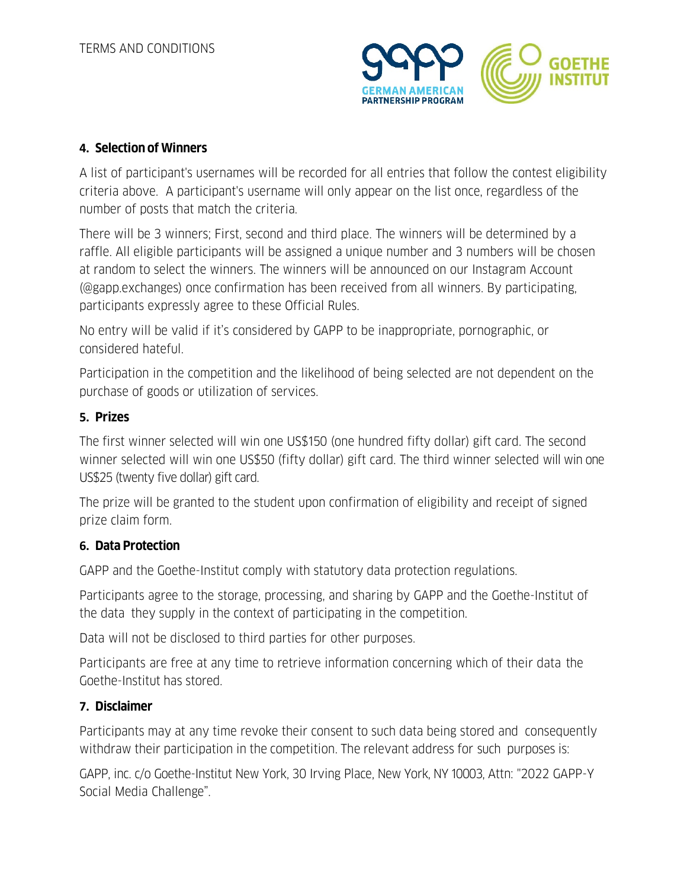#### 4. Selection of Winners

A list of participant's usernames will be recorded for all entries that follow the contest eligibility criteria above. A participant's username will only appear on the list once, regardless of the number of posts that match the criteria.

There will be 3 winners; First, second and third place. The winners will be determined by a raffle. All eligible participants will be assigned a unique number and 3 numbers will be chosen at random to select the winners. The winners will be announced on our Instagram Account (@gapp.exchanges) once confirmation has been received from all winners. By participating, participants expressly agree to these Official Rules.

No entry will be valid if it's considered by GAPP to be inappropriate, pornographic, or considered hateful.

Participation in the competition and the likelihood of being selected are not dependent on the purchase of goods or utilization of services.

#### 5. Prizes

The first winner selected will win one US$150 (one hundred fifty dollar) gift card. The second winner selected will win one US$50 (fifty dollar) gift card. The third winner selected will win one US$25 (twenty five dollar) gift card.

The prize will be granted to the student upon confirmation of eligibility and receipt of signed prize claim form.

#### 6. Data Protection

GAPP and the Goethe-Institut comply with statutory data protection regulations.

Participants agree to the storage, processing, and sharing by GAPP and the Goethe-Institut of the data they supply in the context of participating in the competition.

Data will not be disclosed to third parties for other purposes.

Participants are free at any time to retrieve information concerning which of their data the Goethe-Institut has stored.

#### 7. Disclaimer

Participants may at any time revoke their consent to such data being stored and consequently withdraw their participation in the competition. The relevant address for such purposes is:

GAPP, inc. c/o Goethe-Institut New York, 30 Irving Place, New York, NY 10003, Attn: "2022 GAPP-Y Social Media Challenge".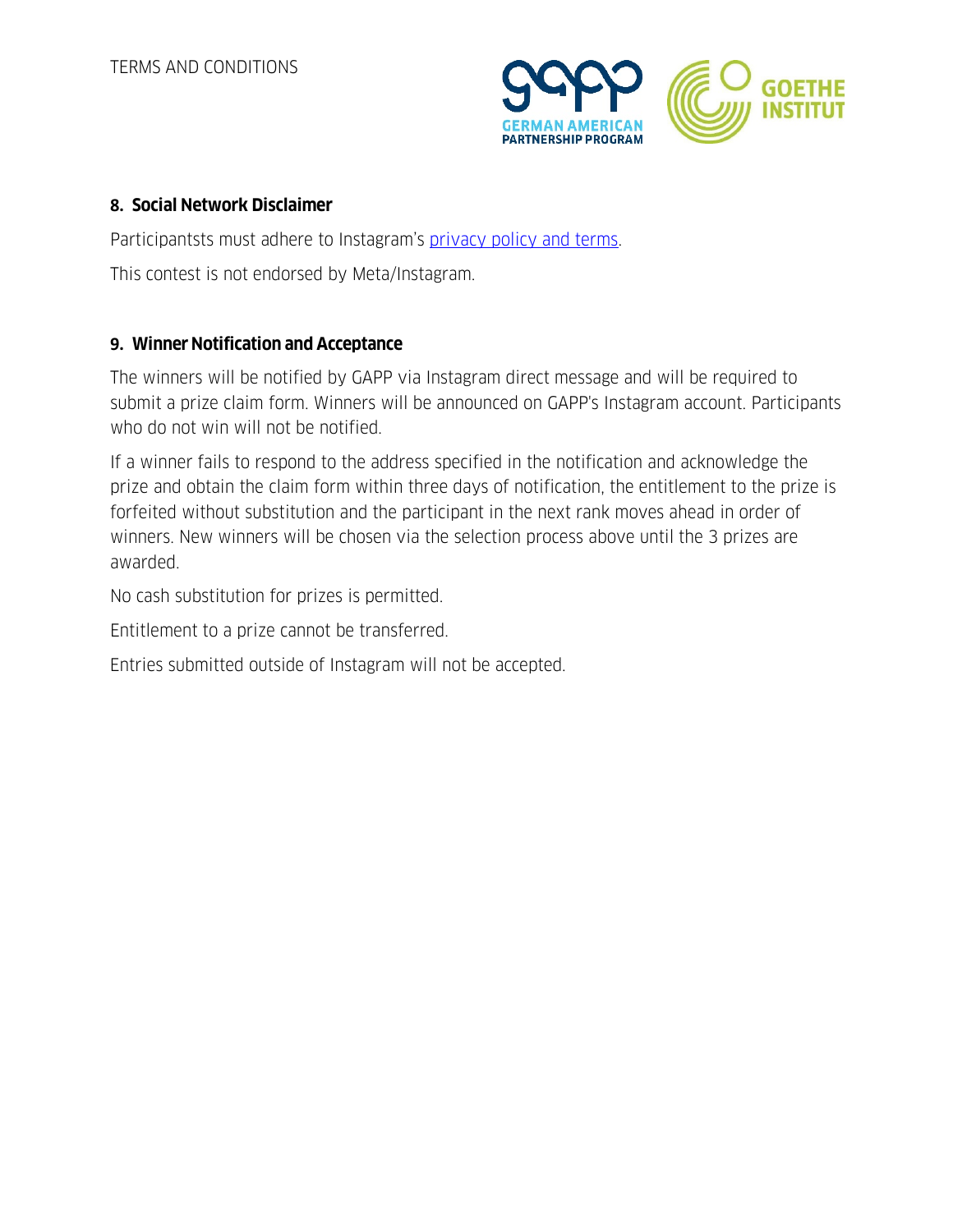## 8. Social Network Disclaimer

Participantsts must adhere to Instagram's privacy policy and terms.

This contest is not endorsed by Meta/Instagram.

## 9. Winner Notification and Acceptance

The winners will be notified by GAPP via Instagram direct message and will be required to submit a prize claim form. Winners will be announced on GAPP's Instagram account. Participants who do not win will not be notified.

If a winner fails to respond to the address specified in the notification and acknowledge the prize and obtain the claim form within three days of notification, the entitlement to the prize is forfeited without substitution and the participant in the next rank moves ahead in order of winners. New winners will be chosen via the selection process above until the 3 prizes are awarded.

No cash substitution for prizes is permitted.

Entitlement to a prize cannot be transferred.

Entries submitted outside of Instagram will not be accepted.